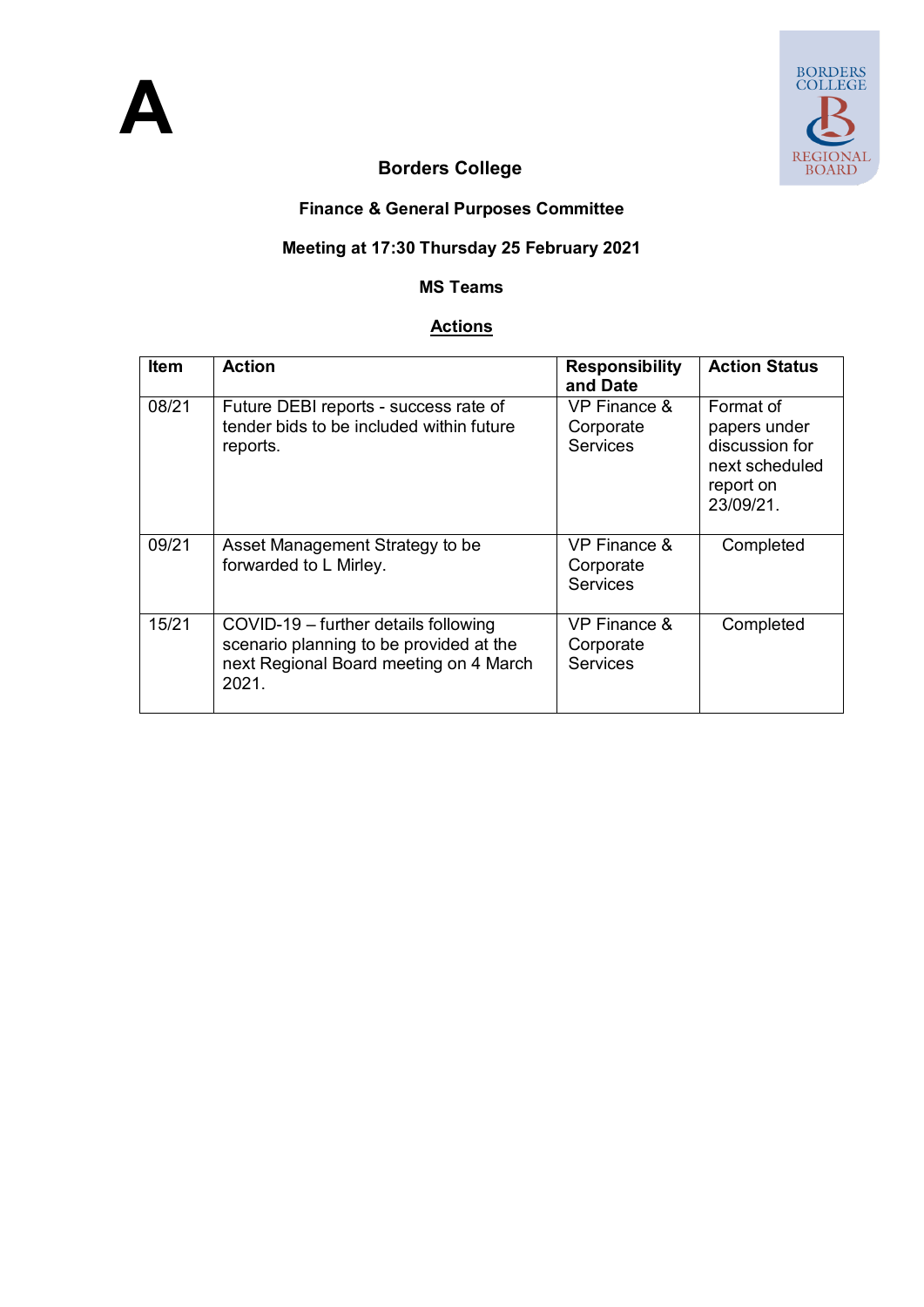# A

**Borders College**

**Finance & General Purposes Committee**

**Meeting at 17:30 Thursday 25 February 2021**

**MS Teams**

## Actions

| Item | Action | Responsibility and Date | Action Status |
|---|---|---|---|
| 08/21 | Future DEBI reports - success rate of tender bids to be included within future reports. | VP Finance & Corporate Services | Format of papers under discussion for next scheduled report on 23/09/21. |
| 09/21 | Asset Management Strategy to be forwarded to L Mirley. | VP Finance & Corporate Services | Completed |
| 15/21 | COVID-19 – further details following scenario planning to be provided at the next Regional Board meeting on 4 March 2021. | VP Finance & Corporate Services | Completed |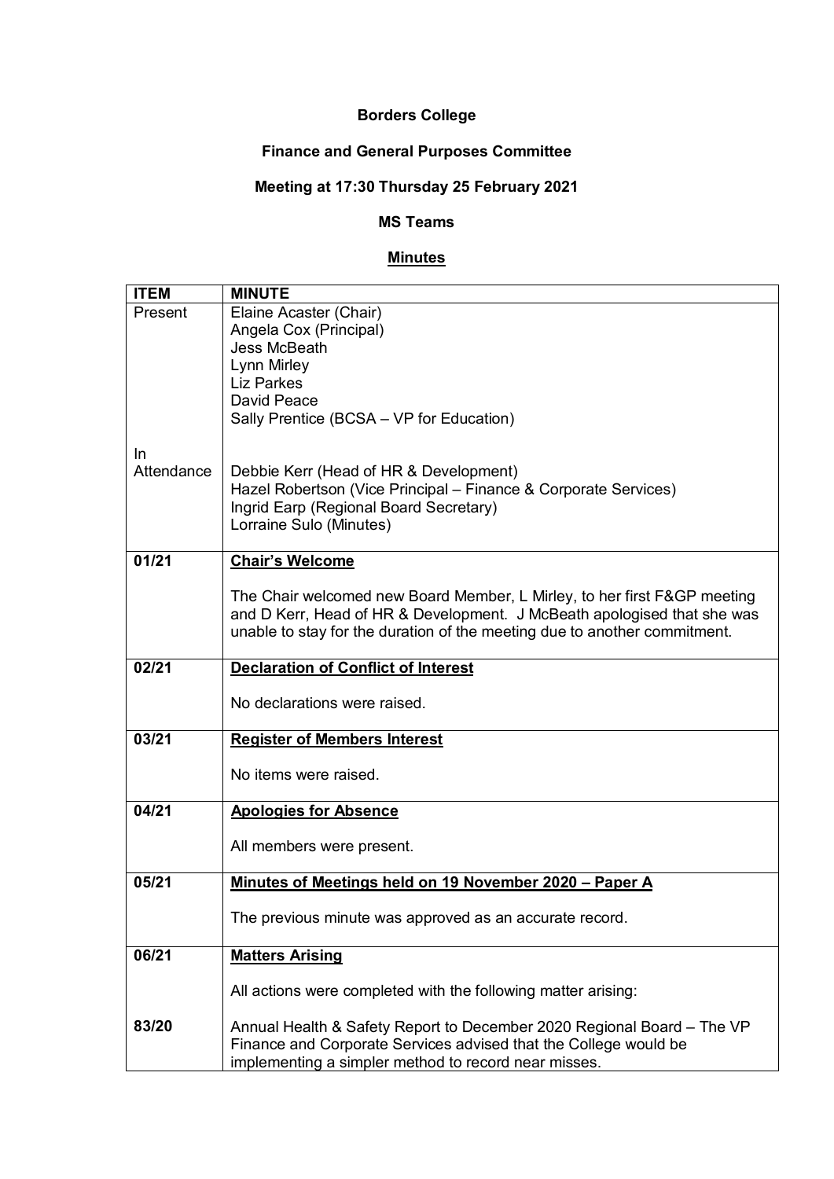**Borders College**

**Finance and General Purposes Committee**

**Meeting at 17:30 Thursday 25 February 2021**

**MS Teams**

**Minutes**

| ITEM | MINUTE |
|---|---|
| Present | Elaine Acaster (Chair)<br>Angela Cox (Principal)<br>Jess McBeath<br>Lynn Mirley<br>Liz Parkes<br>David Peace<br>Sally Prentice (BCSA – VP for Education) |
| In Attendance | Debbie Kerr (Head of HR & Development)<br>Hazel Robertson (Vice Principal – Finance & Corporate Services)<br>Ingrid Earp (Regional Board Secretary)<br>Lorraine Sulo (Minutes) |
| **01/21** | **Chair's Welcome**<br><br>The Chair welcomed new Board Member, L Mirley, to her first F&GP meeting and D Kerr, Head of HR & Development. J McBeath apologised that she was unable to stay for the duration of the meeting due to another commitment. |
| **02/21** | **Declaration of Conflict of Interest**<br><br>No declarations were raised. |
| **03/21** | **Register of Members Interest**<br><br>No items were raised. |
| **04/21** | **Apologies for Absence**<br><br>All members were present. |
| **05/21** | **Minutes of Meetings held on 19 November 2020 – Paper A**<br><br>The previous minute was approved as an accurate record. |
| **06/21** | **Matters Arising**<br><br>All actions were completed with the following matter arising: |
| 83/20 | Annual Health & Safety Report to December 2020 Regional Board – The VP Finance and Corporate Services advised that the College would be implementing a simpler method to record near misses. |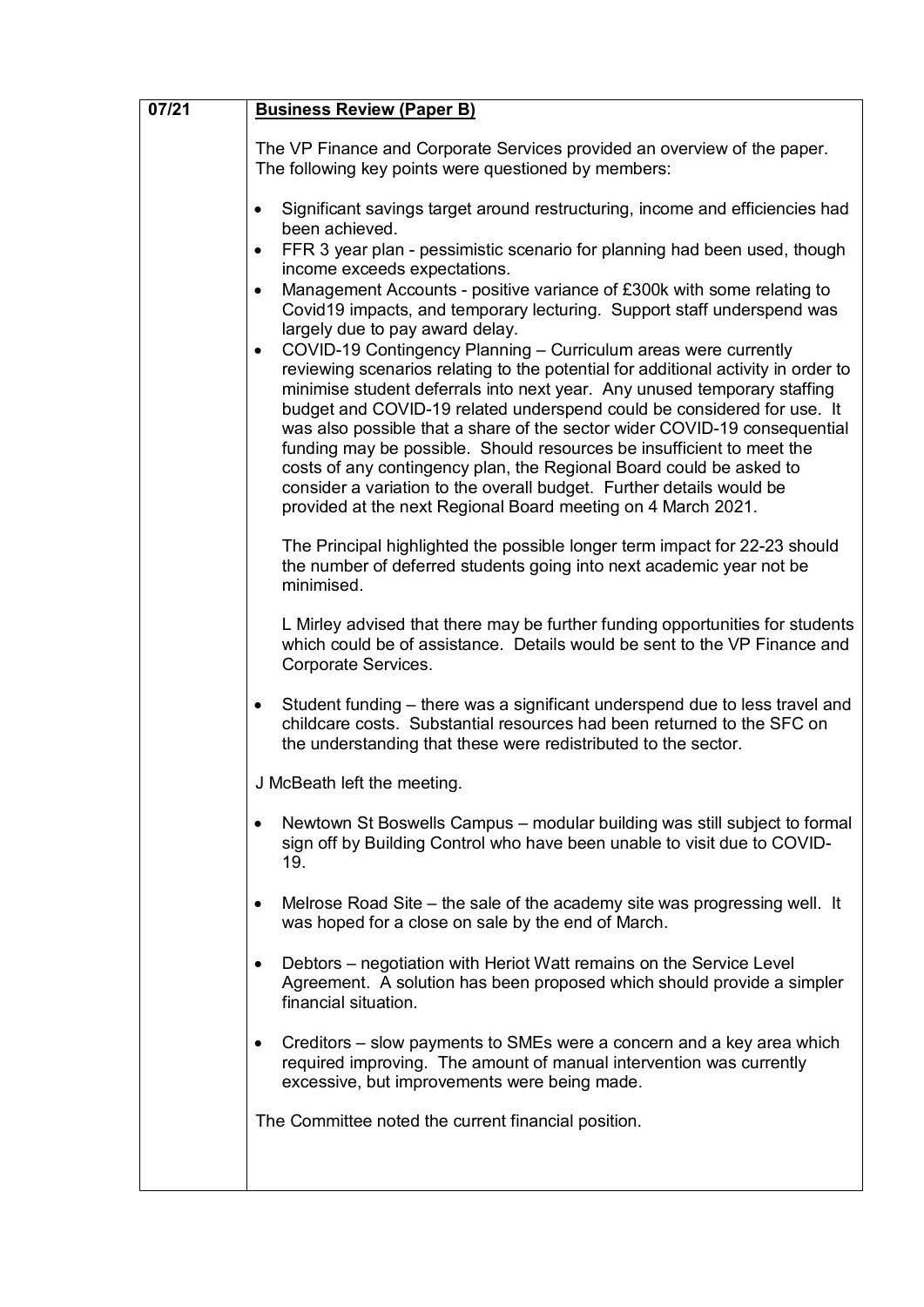| | |
|---|---|
| 07/21 | **Business Review (Paper B)**<br><br>The VP Finance and Corporate Services provided an overview of the paper. The following key points were questioned by members:<br><br>• Significant savings target around restructuring, income and efficiencies had been achieved.<br>• FFR 3 year plan - pessimistic scenario for planning had been used, though income exceeds expectations.<br>• Management Accounts - positive variance of £300k with some relating to Covid19 impacts, and temporary lecturing. Support staff underspend was largely due to pay award delay.<br>• COVID-19 Contingency Planning – Curriculum areas were currently reviewing scenarios relating to the potential for additional activity in order to minimise student deferrals into next year. Any unused temporary staffing budget and COVID-19 related underspend could be considered for use. It was also possible that a share of the sector wider COVID-19 consequential funding may be possible. Should resources be insufficient to meet the costs of any contingency plan, the Regional Board could be asked to consider a variation to the overall budget. Further details would be provided at the next Regional Board meeting on 4 March 2021.<br><br>The Principal highlighted the possible longer term impact for 22-23 should the number of deferred students going into next academic year not be minimised.<br><br>L Mirley advised that there may be further funding opportunities for students which could be of assistance. Details would be sent to the VP Finance and Corporate Services.<br><br>• Student funding – there was a significant underspend due to less travel and childcare costs. Substantial resources had been returned to the SFC on the understanding that these were redistributed to the sector.<br><br>J McBeath left the meeting.<br><br>• Newtown St Boswells Campus – modular building was still subject to formal sign off by Building Control who have been unable to visit due to COVID-19.<br><br>• Melrose Road Site – the sale of the academy site was progressing well. It was hoped for a close on sale by the end of March.<br><br>• Debtors – negotiation with Heriot Watt remains on the Service Level Agreement. A solution has been proposed which should provide a simpler financial situation.<br><br>• Creditors – slow payments to SMEs were a concern and a key area which required improving. The amount of manual intervention was currently excessive, but improvements were being made.<br><br>The Committee noted the current financial position. |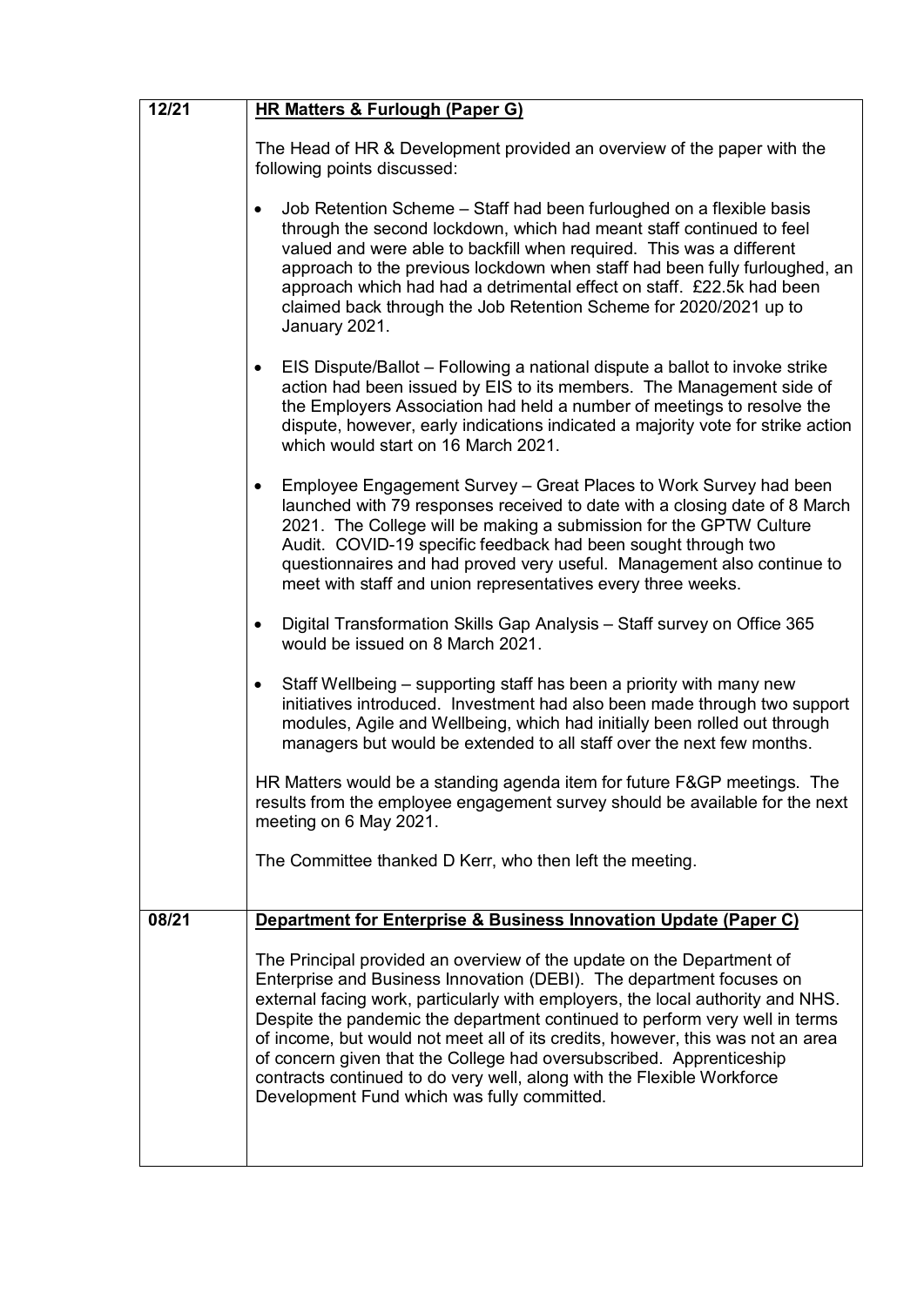| | |
|---|---|
| 12/21 | **HR Matters & Furlough (Paper G)**<br><br>The Head of HR & Development provided an overview of the paper with the following points discussed:<br><br>• Job Retention Scheme – Staff had been furloughed on a flexible basis through the second lockdown, which had meant staff continued to feel valued and were able to backfill when required. This was a different approach to the previous lockdown when staff had been fully furloughed, an approach which had had a detrimental effect on staff. £22.5k had been claimed back through the Job Retention Scheme for 2020/2021 up to January 2021.<br><br>• EIS Dispute/Ballot – Following a national dispute a ballot to invoke strike action had been issued by EIS to its members. The Management side of the Employers Association had held a number of meetings to resolve the dispute, however, early indications indicated a majority vote for strike action which would start on 16 March 2021.<br><br>• Employee Engagement Survey – Great Places to Work Survey had been launched with 79 responses received to date with a closing date of 8 March 2021. The College will be making a submission for the GPTW Culture Audit. COVID-19 specific feedback had been sought through two questionnaires and had proved very useful. Management also continue to meet with staff and union representatives every three weeks.<br><br>• Digital Transformation Skills Gap Analysis – Staff survey on Office 365 would be issued on 8 March 2021.<br><br>• Staff Wellbeing – supporting staff has been a priority with many new initiatives introduced. Investment had also been made through two support modules, Agile and Wellbeing, which had initially been rolled out through managers but would be extended to all staff over the next few months.<br><br>HR Matters would be a standing agenda item for future F&GP meetings. The results from the employee engagement survey should be available for the next meeting on 6 May 2021.<br><br>The Committee thanked D Kerr, who then left the meeting. |
| 08/21 | **Department for Enterprise & Business Innovation Update (Paper C)**<br><br>The Principal provided an overview of the update on the Department of Enterprise and Business Innovation (DEBI). The department focuses on external facing work, particularly with employers, the local authority and NHS. Despite the pandemic the department continued to perform very well in terms of income, but would not meet all of its credits, however, this was not an area of concern given that the College had oversubscribed. Apprenticeship contracts continued to do very well, along with the Flexible Workforce Development Fund which was fully committed. |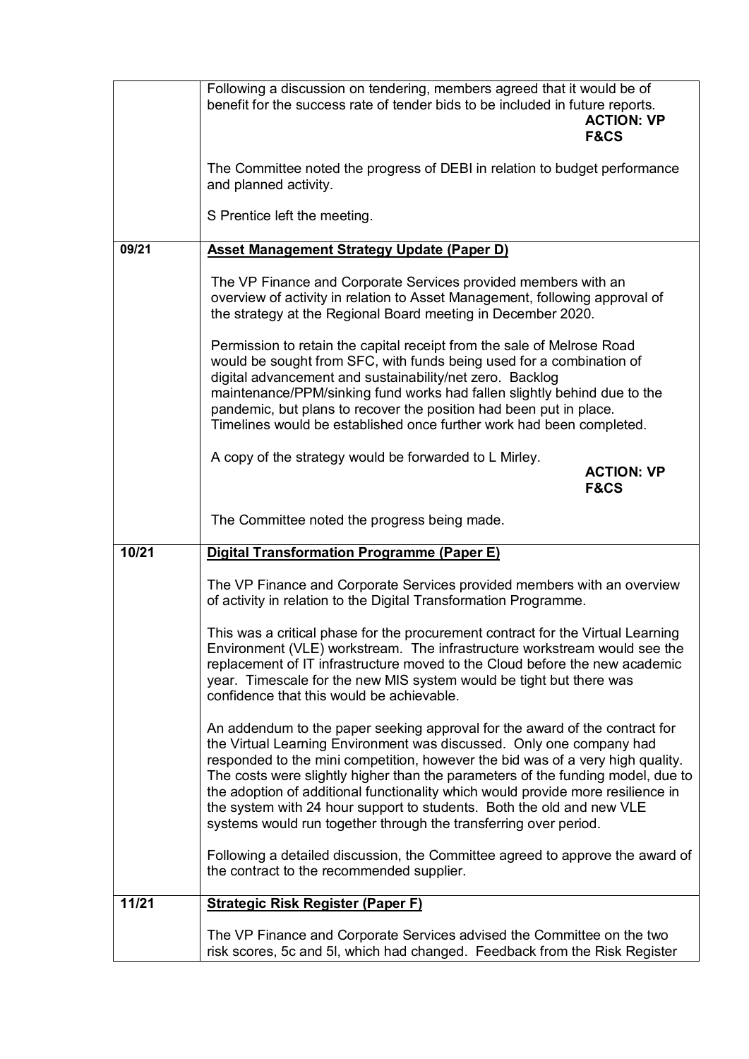| | |
|---|---|
| | Following a discussion on tendering, members agreed that it would be of benefit for the success rate of tender bids to be included in future reports. **ACTION: VP F&CS**<br><br>The Committee noted the progress of DEBI in relation to budget performance and planned activity.<br><br>S Prentice left the meeting. |
| 09/21 | **<u>Asset Management Strategy Update (Paper D)</u>**<br><br>The VP Finance and Corporate Services provided members with an overview of activity in relation to Asset Management, following approval of the strategy at the Regional Board meeting in December 2020.<br><br>Permission to retain the capital receipt from the sale of Melrose Road would be sought from SFC, with funds being used for a combination of digital advancement and sustainability/net zero. Backlog maintenance/PPM/sinking fund works had fallen slightly behind due to the pandemic, but plans to recover the position had been put in place. Timelines would be established once further work had been completed.<br><br>A copy of the strategy would be forwarded to L Mirley. **ACTION: VP F&CS**<br><br>The Committee noted the progress being made. |
| 10/21 | **<u>Digital Transformation Programme (Paper E)</u>**<br><br>The VP Finance and Corporate Services provided members with an overview of activity in relation to the Digital Transformation Programme.<br><br>This was a critical phase for the procurement contract for the Virtual Learning Environment (VLE) workstream. The infrastructure workstream would see the replacement of IT infrastructure moved to the Cloud before the new academic year. Timescale for the new MIS system would be tight but there was confidence that this would be achievable.<br><br>An addendum to the paper seeking approval for the award of the contract for the Virtual Learning Environment was discussed. Only one company had responded to the mini competition, however the bid was of a very high quality. The costs were slightly higher than the parameters of the funding model, due to the adoption of additional functionality which would provide more resilience in the system with 24 hour support to students. Both the old and new VLE systems would run together through the transferring over period.<br><br>Following a detailed discussion, the Committee agreed to approve the award of the contract to the recommended supplier. |
| 11/21 | **<u>Strategic Risk Register (Paper F)</u>**<br><br>The VP Finance and Corporate Services advised the Committee on the two risk scores, 5c and 5l, which had changed. Feedback from the Risk Register |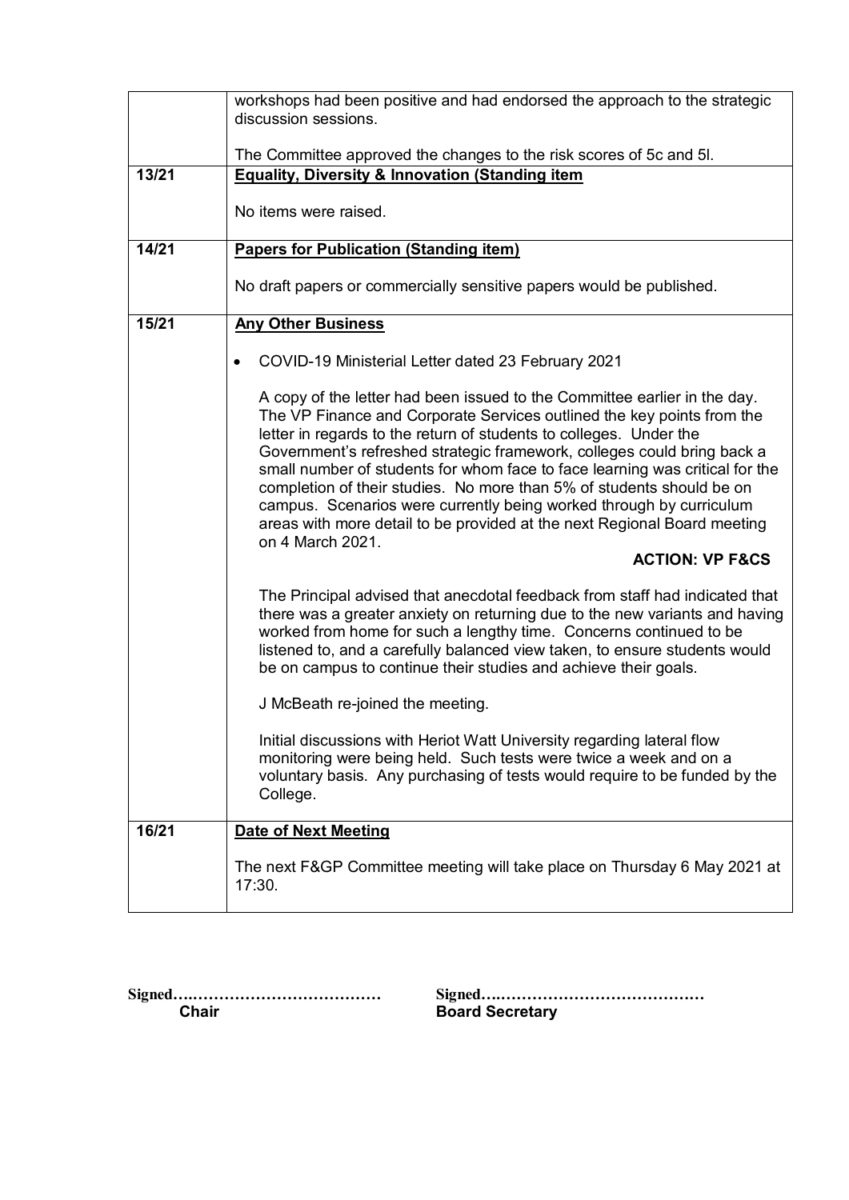| | |
|---|---|
| | workshops had been positive and had endorsed the approach to the strategic discussion sessions.<br><br>The Committee approved the changes to the risk scores of 5c and 5l. |
| 13/21 | **Equality, Diversity & Innovation (Standing item**<br><br>No items were raised. |
| 14/21 | **Papers for Publication (Standing item)**<br><br>No draft papers or commercially sensitive papers would be published. |
| 15/21 | **Any Other Business**<br><br>• COVID-19 Ministerial Letter dated 23 February 2021<br><br>A copy of the letter had been issued to the Committee earlier in the day. The VP Finance and Corporate Services outlined the key points from the letter in regards to the return of students to colleges. Under the Government's refreshed strategic framework, colleges could bring back a small number of students for whom face to face learning was critical for the completion of their studies. No more than 5% of students should be on campus. Scenarios were currently being worked through by curriculum areas with more detail to be provided at the next Regional Board meeting on 4 March 2021.<br><br>**ACTION: VP F&CS**<br><br>The Principal advised that anecdotal feedback from staff had indicated that there was a greater anxiety on returning due to the new variants and having worked from home for such a lengthy time. Concerns continued to be listened to, and a carefully balanced view taken, to ensure students would be on campus to continue their studies and achieve their goals.<br><br>J McBeath re-joined the meeting.<br><br>Initial discussions with Heriot Watt University regarding lateral flow monitoring were being held. Such tests were twice a week and on a voluntary basis. Any purchasing of tests would require to be funded by the College. |
| 16/21 | **Date of Next Meeting**<br><br>The next F&GP Committee meeting will take place on Thursday 6 May 2021 at 17:30. |

**Signed…………………………………**
**Chair**

**Signed……………………………………**
**Board Secretary**